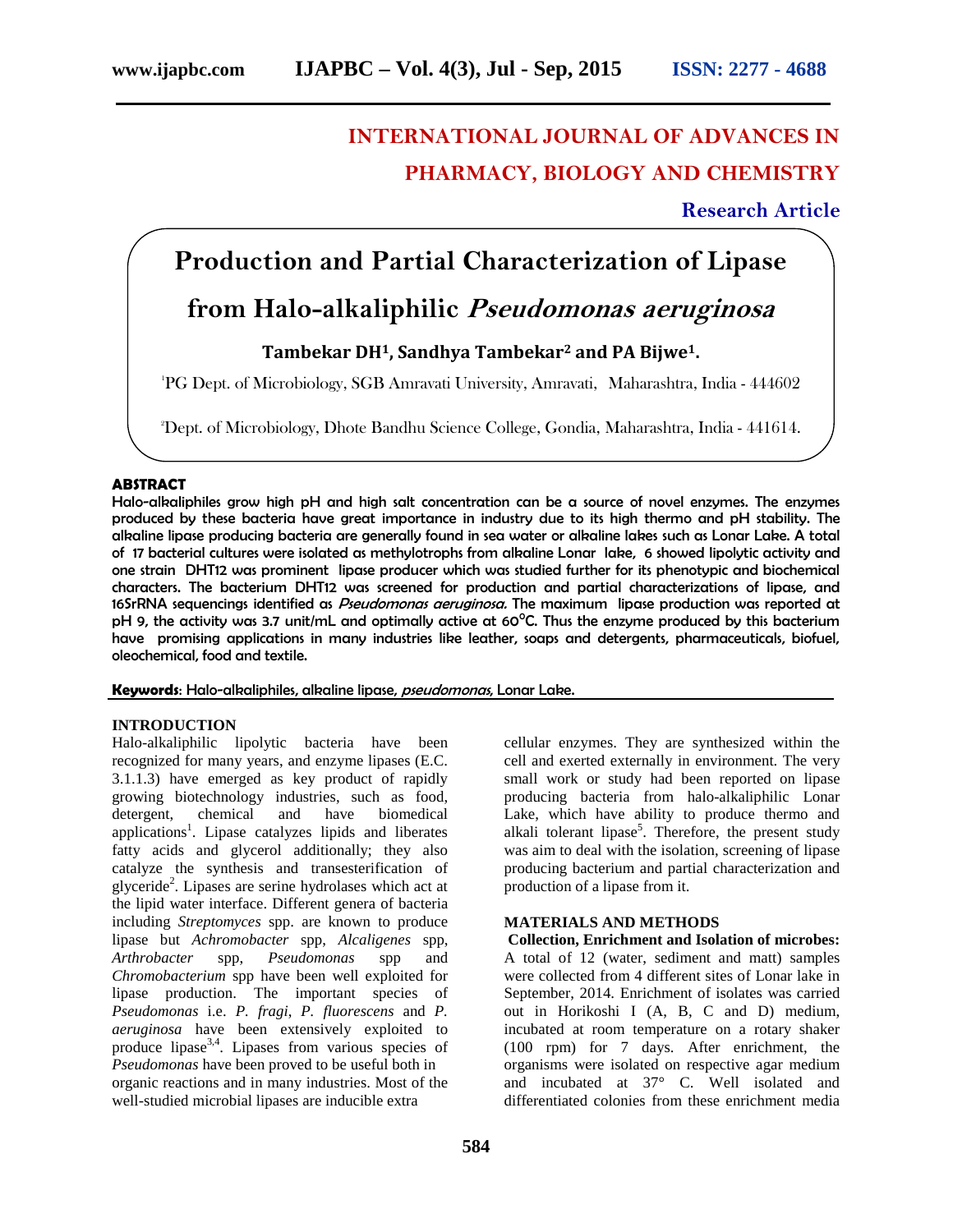# INTERNATIONAL JOURNAL OF ADVANCES IN PHARMACY, BIOLOGY AND CHEMISTRY

**Research Article**

# Production and Partial Characterization of Lipase from Halo-alkaliphilic *Pseudomonas aeruginosa*

**Tambekar DH[1], Sandhya Tambekar[2] and PA Bijwe[1].**

[1]PG Dept. of Microbiology, SGB Amravati University, Amravati, Maharashtra, India - 444602

[2]Dept. of Microbiology, Dhote Bandhu Science College, Gondia, Maharashtra, India - 441614.

## ABSTRACT

**Halo-alkaliphiles grow high pH and high salt concentration can be a source of novel enzymes. The enzymes produced by these bacteria have great importance in industry due to its high thermo and pH stability. The alkaline lipase producing bacteria are generally found in sea water or alkaline lakes such as Lonar Lake. A total of 17 bacterial cultures were isolated as methylotrophs from alkaline Lonar lake, 6 showed lipolytic activity and one strain DHT12 was prominent lipase producer which was studied further for its phenotypic and biochemical characters. The bacterium DHT12 was screened for production and partial characterizations of lipase, and 16SrRNA sequencings identified as *Pseudomonas aeruginosa.* The maximum lipase production was reported at pH 9, the activity was 3.7 unit/mL and optimally active at 60°C. Thus the enzyme produced by this bacterium have promising applications in many industries like leather, soaps and detergents, pharmaceuticals, biofuel, oleochemical, food and textile.**

**Keywords**: Halo-alkaliphiles, alkaline lipase, *pseudomonas*, Lonar Lake.

## INTRODUCTION

Halo-alkaliphilic lipolytic bacteria have been recognized for many years, and enzyme lipases (E.C. 3.1.1.3) have emerged as key product of rapidly growing biotechnology industries, such as food, detergent, chemical and have biomedical applications[1]. Lipase catalyzes lipids and liberates fatty acids and glycerol additionally; they also catalyze the synthesis and transesterification of glyceride[2]. Lipases are serine hydrolases which act at the lipid water interface. Different genera of bacteria including *Streptomyces* spp. are known to produce lipase but *Achromobacter* spp, *Alcaligenes* spp, *Arthrobacter* spp, *Pseudomonas* spp and *Chromobacterium* spp have been well exploited for lipase production. The important species of *Pseudomonas* i.e. *P. fragi*, *P. fluorescens* and *P. aeruginosa* have been extensively exploited to produce lipase[3,4]. Lipases from various species of *Pseudomonas* have been proved to be useful both in organic reactions and in many industries. Most of the well-studied microbial lipases are inducible extra cellular enzymes. They are synthesized within the cell and exerted externally in environment. The very small work or study had been reported on lipase producing bacteria from halo-alkaliphilic Lonar Lake, which have ability to produce thermo and alkali tolerant lipase[5]. Therefore, the present study was aim to deal with the isolation, screening of lipase producing bacterium and partial characterization and production of a lipase from it.

## MATERIALS AND METHODS

**Collection, Enrichment and Isolation of microbes:** A total of 12 (water, sediment and matt) samples were collected from 4 different sites of Lonar lake in September, 2014. Enrichment of isolates was carried out in Horikoshi I (A, B, C and D) medium, incubated at room temperature on a rotary shaker (100 rpm) for 7 days. After enrichment, the organisms were isolated on respective agar medium and incubated at 37° C. Well isolated and differentiated colonies from these enrichment media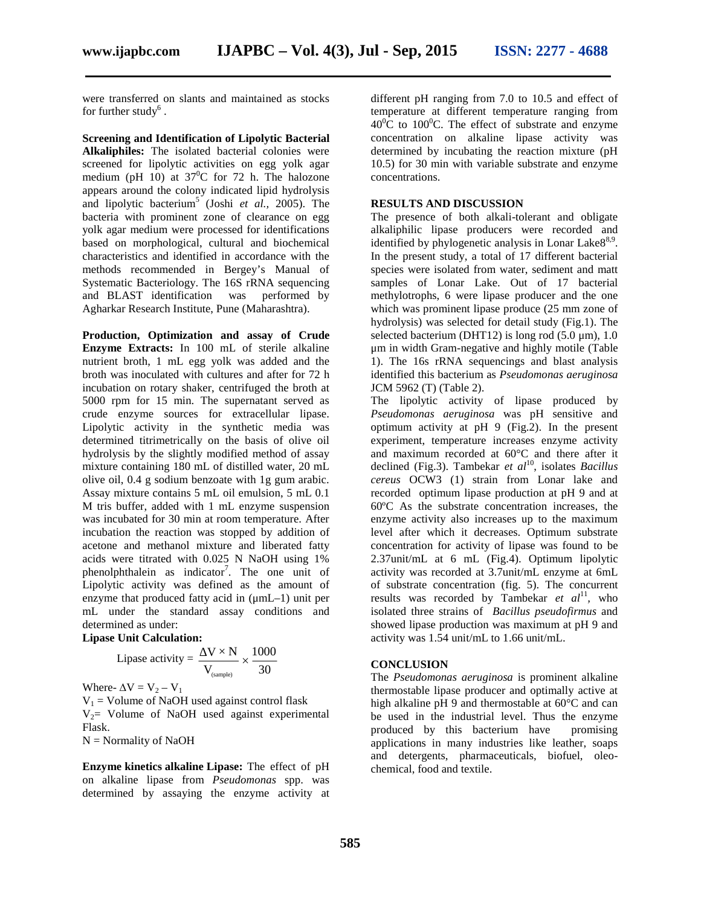were transferred on slants and maintained as stocks for further study[6] .

**Screening and Identification of Lipolytic Bacterial Alkaliphiles:** The isolated bacterial colonies were screened for lipolytic activities on egg yolk agar medium (pH 10) at $37^0$C for 72 h. The halozone appears around the colony indicated lipid hydrolysis and lipolytic bacterium[5] (Joshi *et al.,* 2005). The bacteria with prominent zone of clearance on egg yolk agar medium were processed for identifications based on morphological, cultural and biochemical characteristics and identified in accordance with the methods recommended in Bergey's Manual of Systematic Bacteriology. The 16S rRNA sequencing and BLAST identification was performed by Agharkar Research Institute, Pune (Maharashtra).

**Production, Optimization and assay of Crude Enzyme Extracts:** In 100 mL of sterile alkaline nutrient broth, 1 mL egg yolk was added and the broth was inoculated with cultures and after for 72 h incubation on rotary shaker, centrifuged the broth at 5000 rpm for 15 min. The supernatant served as crude enzyme sources for extracellular lipase. Lipolytic activity in the synthetic media was determined titrimetrically on the basis of olive oil hydrolysis by the slightly modified method of assay mixture containing 180 mL of distilled water, 20 mL olive oil, 0.4 g sodium benzoate with 1g gum arabic. Assay mixture contains 5 mL oil emulsion, 5 mL 0.1 M tris buffer, added with 1 mL enzyme suspension was incubated for 30 min at room temperature. After incubation the reaction was stopped by addition of acetone and methanol mixture and liberated fatty acids were titrated with 0.025 N NaOH using 1% phenolphthalein as indicator[7]. The one unit of Lipolytic activity was defined as the amount of enzyme that produced fatty acid in (µmL–1) unit per mL under the standard assay conditions and determined as under:

**Lipase Unit Calculation:**

$$\text{Lipase activity} = \frac{\Delta V \times N}{V_{(sample)}} \times \frac{1000}{30}$$

Where- $\Delta V = V_2 - V_1$

$V_1$ = Volume of NaOH used against control flask

$V_2$= Volume of NaOH used against experimental Flask.

N = Normality of NaOH

**Enzyme kinetics alkaline Lipase:** The effect of pH on alkaline lipase from *Pseudomonas* spp. was determined by assaying the enzyme activity at different pH ranging from 7.0 to 10.5 and effect of temperature at different temperature ranging from $40^0$C to $100^0$C. The effect of substrate and enzyme concentration on alkaline lipase activity was determined by incubating the reaction mixture (pH 10.5) for 30 min with variable substrate and enzyme concentrations.

## RESULTS AND DISCUSSION

The presence of both alkali-tolerant and obligate alkaliphilic lipase producers were recorded and identified by phylogenetic analysis in Lonar Lake8[8,9]. In the present study, a total of 17 different bacterial species were isolated from water, sediment and matt samples of Lonar Lake. Out of 17 bacterial methylotrophs, 6 were lipase producer and the one which was prominent lipase produce (25 mm zone of hydrolysis) was selected for detail study (Fig.1). The selected bacterium (DHT12) is long rod (5.0 µm), 1.0 µm in width Gram-negative and highly motile (Table 1). The 16s rRNA sequencings and blast analysis identified this bacterium as *Pseudomonas aeruginosa* JCM 5962 (T) (Table 2).

The lipolytic activity of lipase produced by *Pseudomonas aeruginosa* was pH sensitive and optimum activity at pH 9 (Fig.2). In the present experiment, temperature increases enzyme activity and maximum recorded at 60°C and there after it declined (Fig.3). Tambekar *et al*[10], isolates *Bacillus cereus* OCW3 (1) strain from Lonar lake and recorded optimum lipase production at pH 9 and at 60ºC As the substrate concentration increases, the enzyme activity also increases up to the maximum level after which it decreases. Optimum substrate concentration for activity of lipase was found to be 2.37unit/mL at 6 mL (Fig.4). Optimum lipolytic activity was recorded at 3.7unit/mL enzyme at 6mL of substrate concentration (fig. 5). The concurrent results was recorded by Tambekar *et al*[11], who isolated three strains of *Bacillus pseudofirmus* and showed lipase production was maximum at pH 9 and activity was 1.54 unit/mL to 1.66 unit/mL.

## CONCLUSION

The *Pseudomonas aeruginosa* is prominent alkaline thermostable lipase producer and optimally active at high alkaline pH 9 and thermostable at 60°C and can be used in the industrial level. Thus the enzyme produced by this bacterium have promising applications in many industries like leather, soaps and detergents, pharmaceuticals, biofuel, oleo-chemical, food and textile.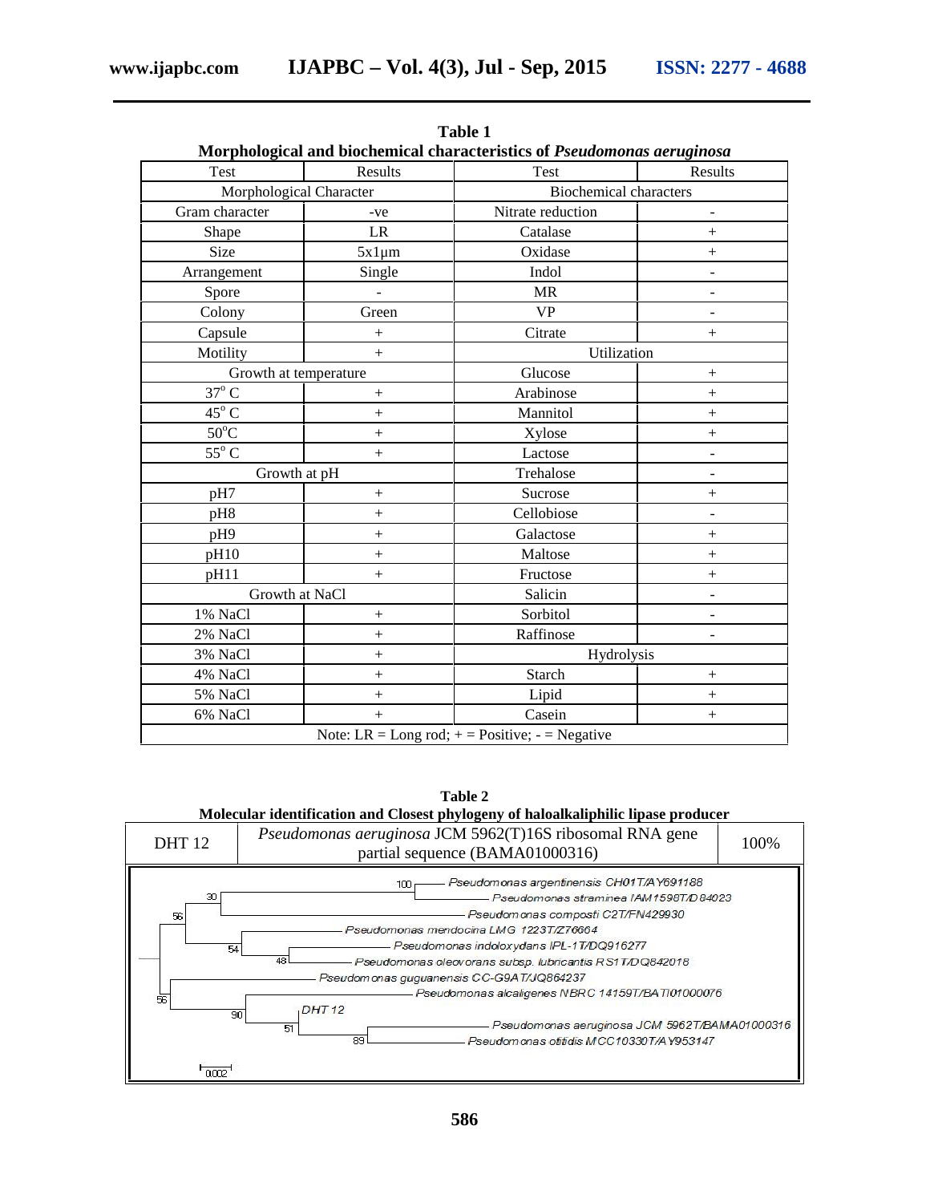**Table 1**

**Morphological and biochemical characteristics of *Pseudomonas aeruginosa***

| Test | Results | Test | Results |
|---|---|---|---|
| Morphological Character | | Biochemical characters | |
| Gram character | -ve | Nitrate reduction | - |
| Shape | LR | Catalase | + |
| Size | 5x1µm | Oxidase | + |
| Arrangement | Single | Indol | - |
| Spore | - | MR | - |
| Colony | Green | VP | - |
| Capsule | + | Citrate | + |
| Motility | + | Utilization | |
| Growth at temperature | | Glucose | + |
| $37^{o}$ C | + | Arabinose | + |
| $45^{o}$ C | + | Mannitol | + |
| $50^{o}$C | + | Xylose | + |
| $55^{o}$ C | + | Lactose | - |
| Growth at pH | | Trehalose | - |
| pH7 | + | Sucrose | + |
| pH8 | + | Cellobiose | - |
| pH9 | + | Galactose | + |
| pH10 | + | Maltose | + |
| pH11 | + | Fructose | + |
| Growth at NaCl | | Salicin | - |
| 1% NaCl | + | Sorbitol | - |
| 2% NaCl | + | Raffinose | - |
| 3% NaCl | + | Hydrolysis | |
| 4% NaCl | + | Starch | + |
| 5% NaCl | + | Lipid | + |
| 6% NaCl | + | Casein | + |

Note: LR = Long rod; + = Positive; - = Negative

**Table 2**

**Molecular identification and Closest phylogeny of haloalkaliphilic lipase producer**

| DHT 12 | *Pseudomonas aeruginosa* JCM 5962(T)16S ribosomal RNA gene partial sequence (BAMA01000316) | 100% |
|---|---|---|

Pseudomonas argentinensis CH01T/AY691188
Pseudomonas straminea IAM1598T/D84023
Pseudomonas composti C2T/FN429930
Pseudomonas mendocina LMG 1223T/Z76664
Pseudomonas indoloxydans IPL-1T/DQ916277
Pseudomonas oleovorans subsp. lubricantis RS1T/DQ842018
Pseudomonas guguanensis CC-G9AT/JQ864237
Pseudomonas alcaligenes NBRC 14159T/BATI01000076
DHT 12
Pseudomonas aeruginosa JCM 5962T/BAMA01000316
Pseudomonas otitidis MCC10330T/AY953147

0.002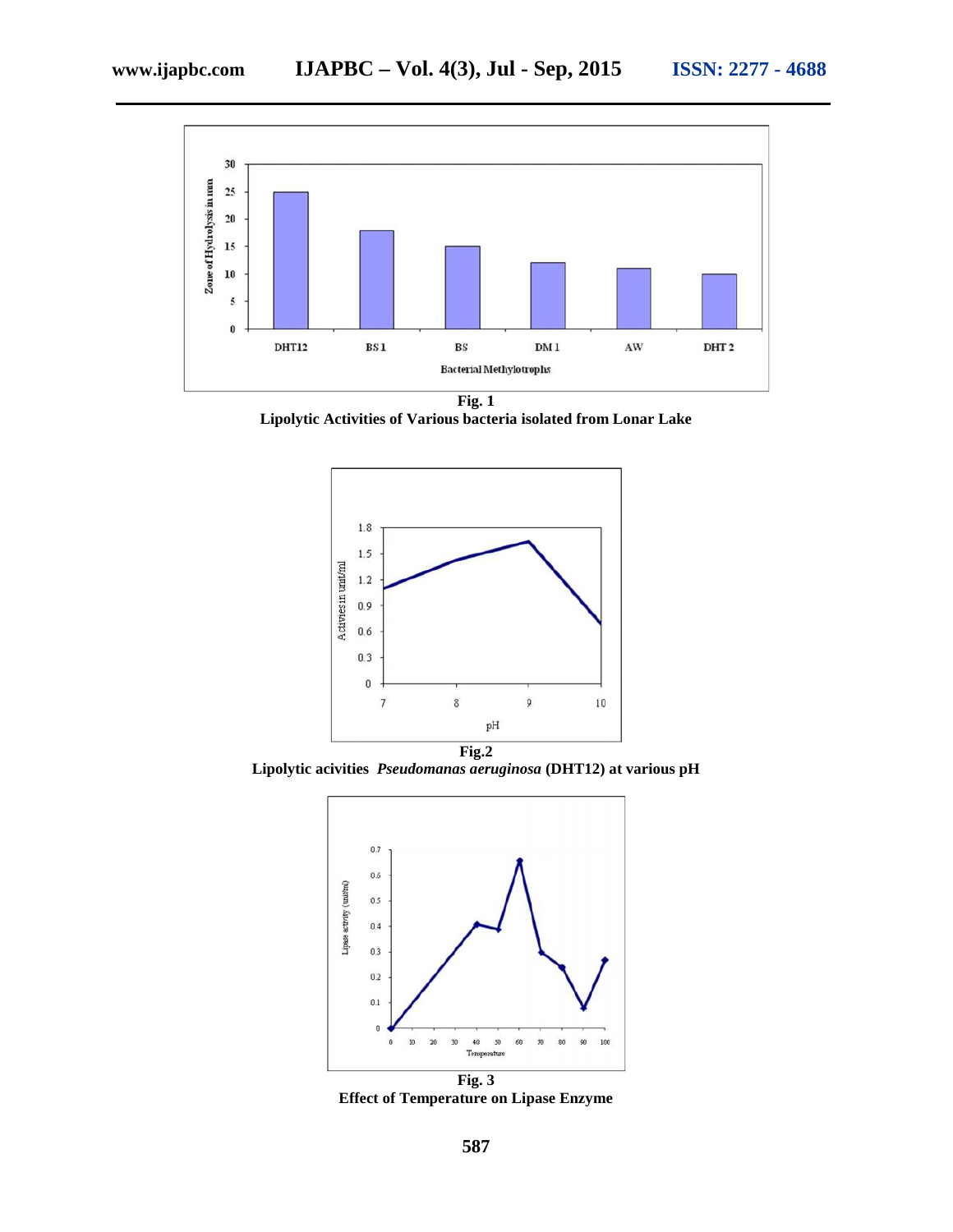**Fig. 1**
**Lipolytic Activities of Various bacteria isolated from Lonar Lake**

**Fig.2**
**Lipolytic acivities *Pseudomanas aeruginosa* (DHT12) at various pH**

**Fig. 3**
**Effect of Temperature on Lipase Enzyme**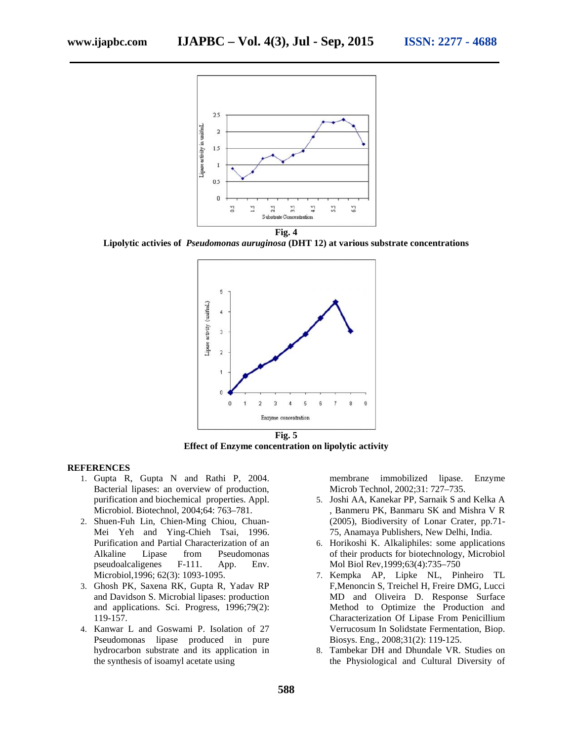**Fig. 4**

**Lipolytic activies of *Pseudomonas auruginosa* (DHT 12) at various substrate concentrations**

**Fig. 5**

**Effect of Enzyme concentration on lipolytic activity**

## REFERENCES

1. Gupta R, Gupta N and Rathi P, 2004. Bacterial lipases: an overview of production, purification and biochemical properties. Appl. Microbiol. Biotechnol, 2004;64: 763–781.
2. Shuen-Fuh Lin, Chien-Ming Chiou, Chuan-Mei Yeh and Ying-Chieh Tsai, 1996. Purification and Partial Characterization of an Alkaline Lipase from Pseudomonas pseudoalcaligenes F-111. App. Env. Microbiol,1996; 62(3): 1093-1095.
3. Ghosh PK, Saxena RK, Gupta R, Yadav RP and Davidson S. Microbial lipases: production and applications. Sci. Progress, 1996;79(2): 119-157.
4. Kanwar L and Goswami P. Isolation of 27 Pseudomonas lipase produced in pure hydrocarbon substrate and its application in the synthesis of isoamyl acetate using membrane immobilized lipase. Enzyme Microb Technol, 2002;31: 727–735.
5. Joshi AA, Kanekar PP, Sarnaik S and Kelka A , Banmeru PK, Banmaru SK and Mishra V R (2005), Biodiversity of Lonar Crater, pp.71-75, Anamaya Publishers, New Delhi, India.
6. Horikoshi K. Alkaliphiles: some applications of their products for biotechnology, Microbiol Mol Biol Rev,1999;63(4):735–750
7. Kempka AP, Lipke NL, Pinheiro TL F,Menoncin S, Treichel H, Freire DMG, Lucci MD and Oliveira D. Response Surface Method to Optimize the Production and Characterization Of Lipase From Penicillium Verrucosum In Solidstate Fermentation, Biop. Biosys. Eng., 2008;31(2): 119-125.
8. Tambekar DH and Dhundale VR. Studies on the Physiological and Cultural Diversity of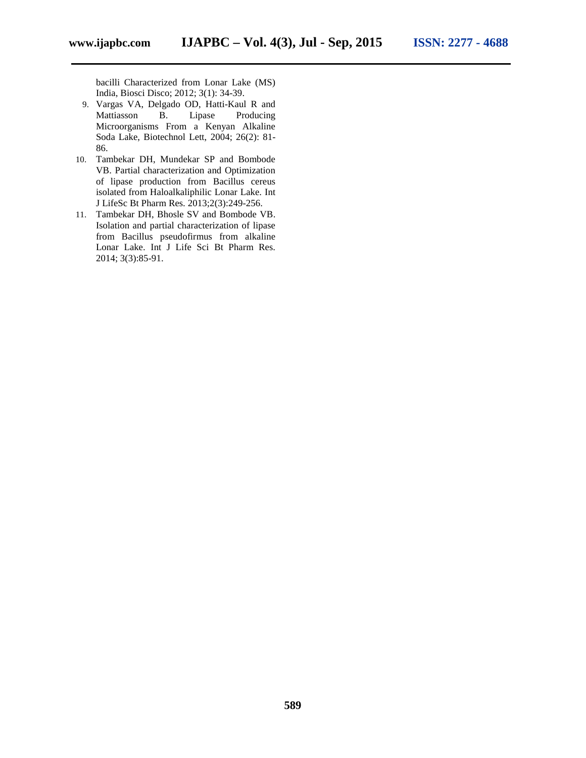bacilli Characterized from Lonar Lake (MS) India, Biosci Disco; 2012; 3(1): 34-39.

9. Vargas VA, Delgado OD, Hatti-Kaul R and Mattiasson B. Lipase Producing Microorganisms From a Kenyan Alkaline Soda Lake, Biotechnol Lett, 2004; 26(2): 81-86.
10. Tambekar DH, Mundekar SP and Bombode VB. Partial characterization and Optimization of lipase production from Bacillus cereus isolated from Haloalkaliphilic Lonar Lake. Int J LifeSc Bt Pharm Res. 2013;2(3):249-256.
11. Tambekar DH, Bhosle SV and Bombode VB. Isolation and partial characterization of lipase from Bacillus pseudofirmus from alkaline Lonar Lake. Int J Life Sci Bt Pharm Res. 2014; 3(3):85-91.